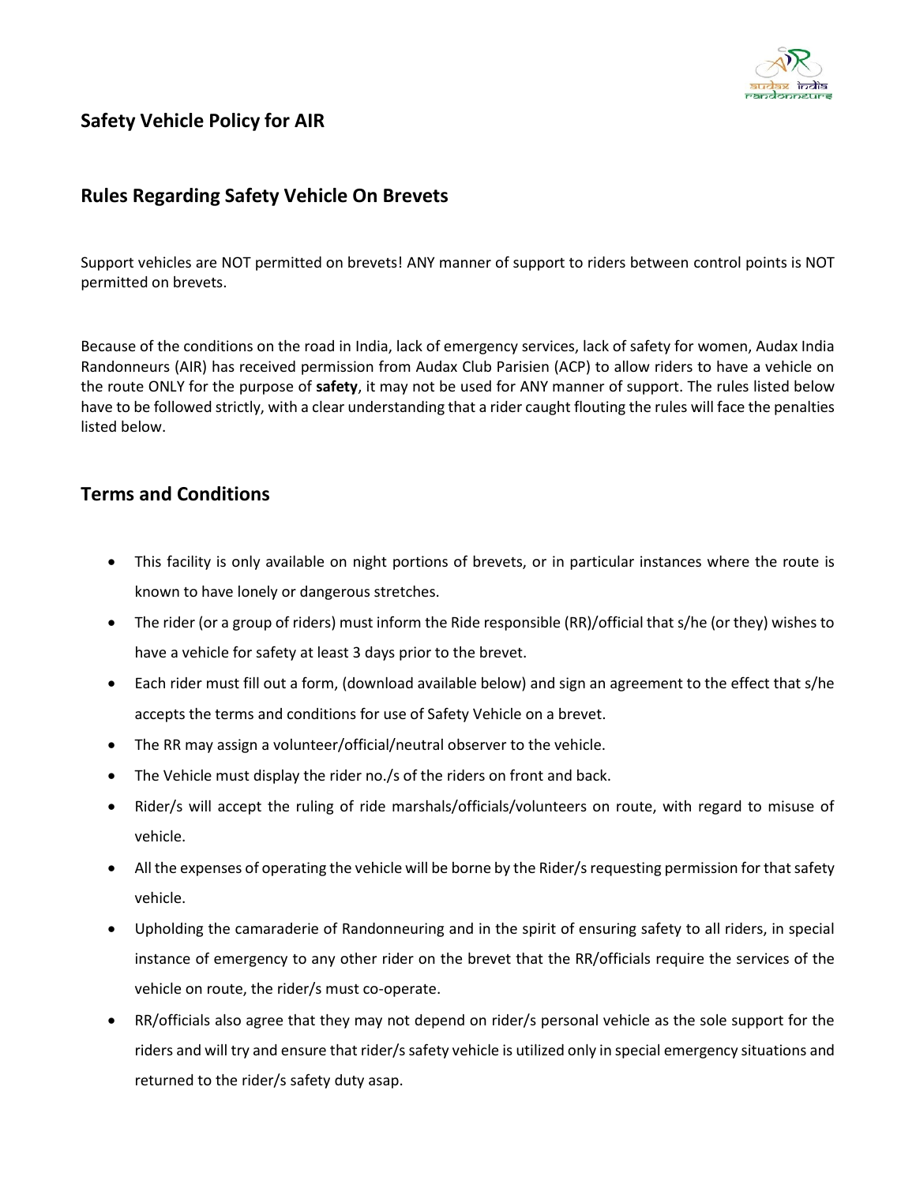## Safety Vehicle Policy for AIR

## Rules Regarding Safety Vehicle On Brevets

Support vehicles are NOT permitted on brevets! ANY manner of support to riders between control points is NOT permitted on brevets.

Because of the conditions on the road in India, lack of emergency services, lack of safety for women, Audax India Randonneurs (AIR) has received permission from Audax Club Parisien (ACP) to allow riders to have a vehicle on the route ONLY for the purpose of **safety**, it may not be used for ANY manner of support. The rules listed below have to be followed strictly, with a clear understanding that a rider caught flouting the rules will face the penalties listed below.

## Terms and Conditions

- This facility is only available on night portions of brevets, or in particular instances where the route is known to have lonely or dangerous stretches.
- The rider (or a group of riders) must inform the Ride responsible (RR)/official that s/he (or they) wishes to have a vehicle for safety at least 3 days prior to the brevet.
- Each rider must fill out a form, (download available below) and sign an agreement to the effect that s/he accepts the terms and conditions for use of Safety Vehicle on a brevet.
- The RR may assign a volunteer/official/neutral observer to the vehicle.
- The Vehicle must display the rider no./s of the riders on front and back.
- Rider/s will accept the ruling of ride marshals/officials/volunteers on route, with regard to misuse of vehicle.
- All the expenses of operating the vehicle will be borne by the Rider/s requesting permission for that safety vehicle.
- Upholding the camaraderie of Randonneuring and in the spirit of ensuring safety to all riders, in special instance of emergency to any other rider on the brevet that the RR/officials require the services of the vehicle on route, the rider/s must co-operate.
- RR/officials also agree that they may not depend on rider/s personal vehicle as the sole support for the riders and will try and ensure that rider/s safety vehicle is utilized only in special emergency situations and returned to the rider/s safety duty asap.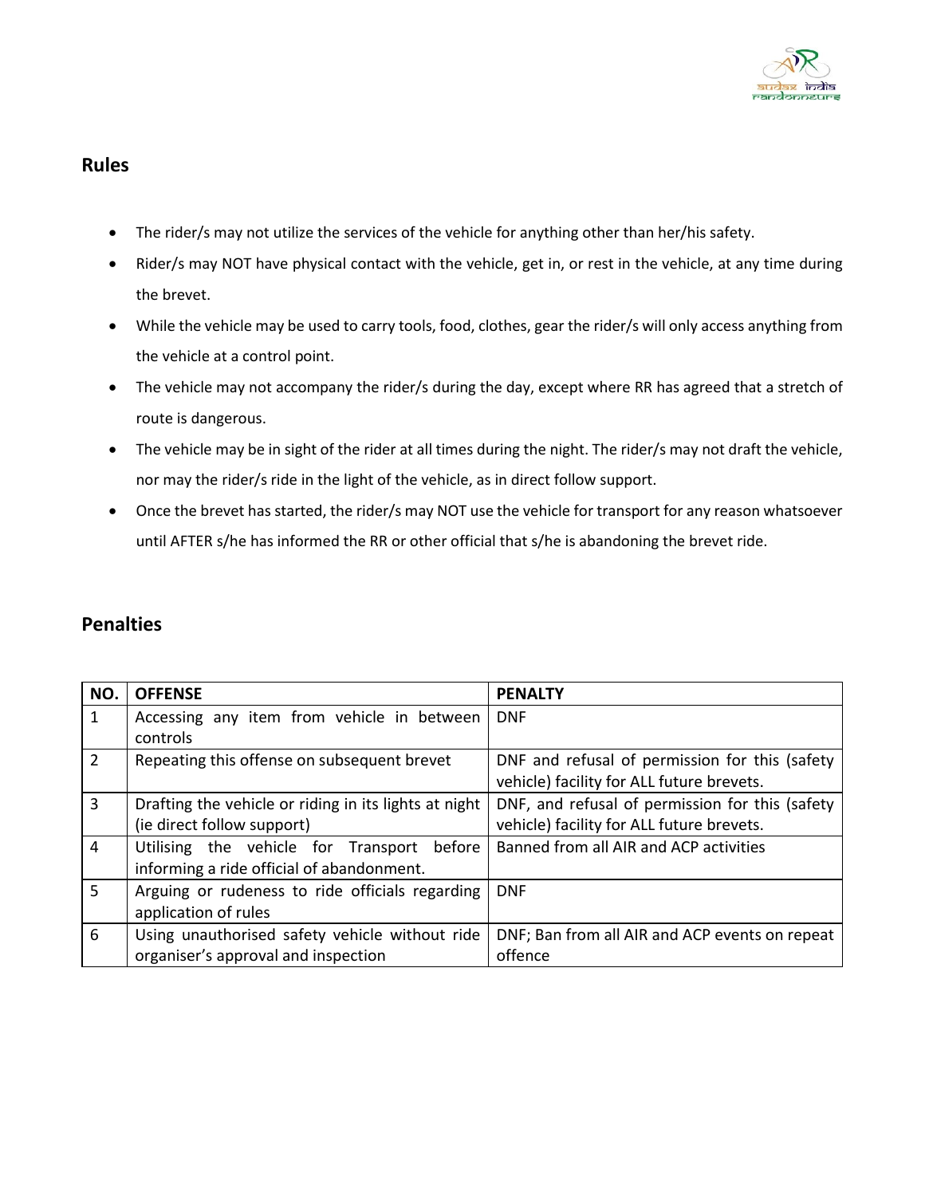## Rules

- The rider/s may not utilize the services of the vehicle for anything other than her/his safety.
- Rider/s may NOT have physical contact with the vehicle, get in, or rest in the vehicle, at any time during the brevet.
- While the vehicle may be used to carry tools, food, clothes, gear the rider/s will only access anything from the vehicle at a control point.
- The vehicle may not accompany the rider/s during the day, except where RR has agreed that a stretch of route is dangerous.
- The vehicle may be in sight of the rider at all times during the night. The rider/s may not draft the vehicle, nor may the rider/s ride in the light of the vehicle, as in direct follow support.
- Once the brevet has started, the rider/s may NOT use the vehicle for transport for any reason whatsoever until AFTER s/he has informed the RR or other official that s/he is abandoning the brevet ride.

## Penalties

| NO. | OFFENSE | PENALTY |
|---|---|---|
| 1 | Accessing any item from vehicle in between controls | DNF |
| 2 | Repeating this offense on subsequent brevet | DNF and refusal of permission for this (safety vehicle) facility for ALL future brevets. |
| 3 | Drafting the vehicle or riding in its lights at night (ie direct follow support) | DNF, and refusal of permission for this (safety vehicle) facility for ALL future brevets. |
| 4 | Utilising the vehicle for Transport before informing a ride official of abandonment. | Banned from all AIR and ACP activities |
| 5 | Arguing or rudeness to ride officials regarding application of rules | DNF |
| 6 | Using unauthorised safety vehicle without ride organiser's approval and inspection | DNF; Ban from all AIR and ACP events on repeat offence |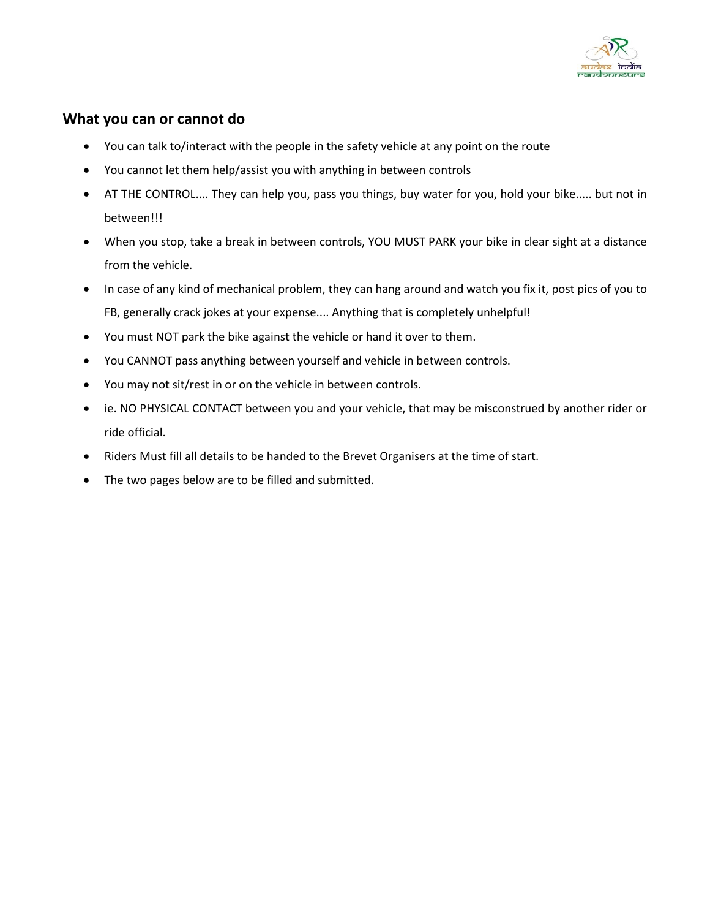## What you can or cannot do

- You can talk to/interact with the people in the safety vehicle at any point on the route
- You cannot let them help/assist you with anything in between controls
- AT THE CONTROL.... They can help you, pass you things, buy water for you, hold your bike..... but not in between!!!
- When you stop, take a break in between controls, YOU MUST PARK your bike in clear sight at a distance from the vehicle.
- In case of any kind of mechanical problem, they can hang around and watch you fix it, post pics of you to FB, generally crack jokes at your expense.... Anything that is completely unhelpful!
- You must NOT park the bike against the vehicle or hand it over to them.
- You CANNOT pass anything between yourself and vehicle in between controls.
- You may not sit/rest in or on the vehicle in between controls.
- ie. NO PHYSICAL CONTACT between you and your vehicle, that may be misconstrued by another rider or ride official.
- Riders Must fill all details to be handed to the Brevet Organisers at the time of start.
- The two pages below are to be filled and submitted.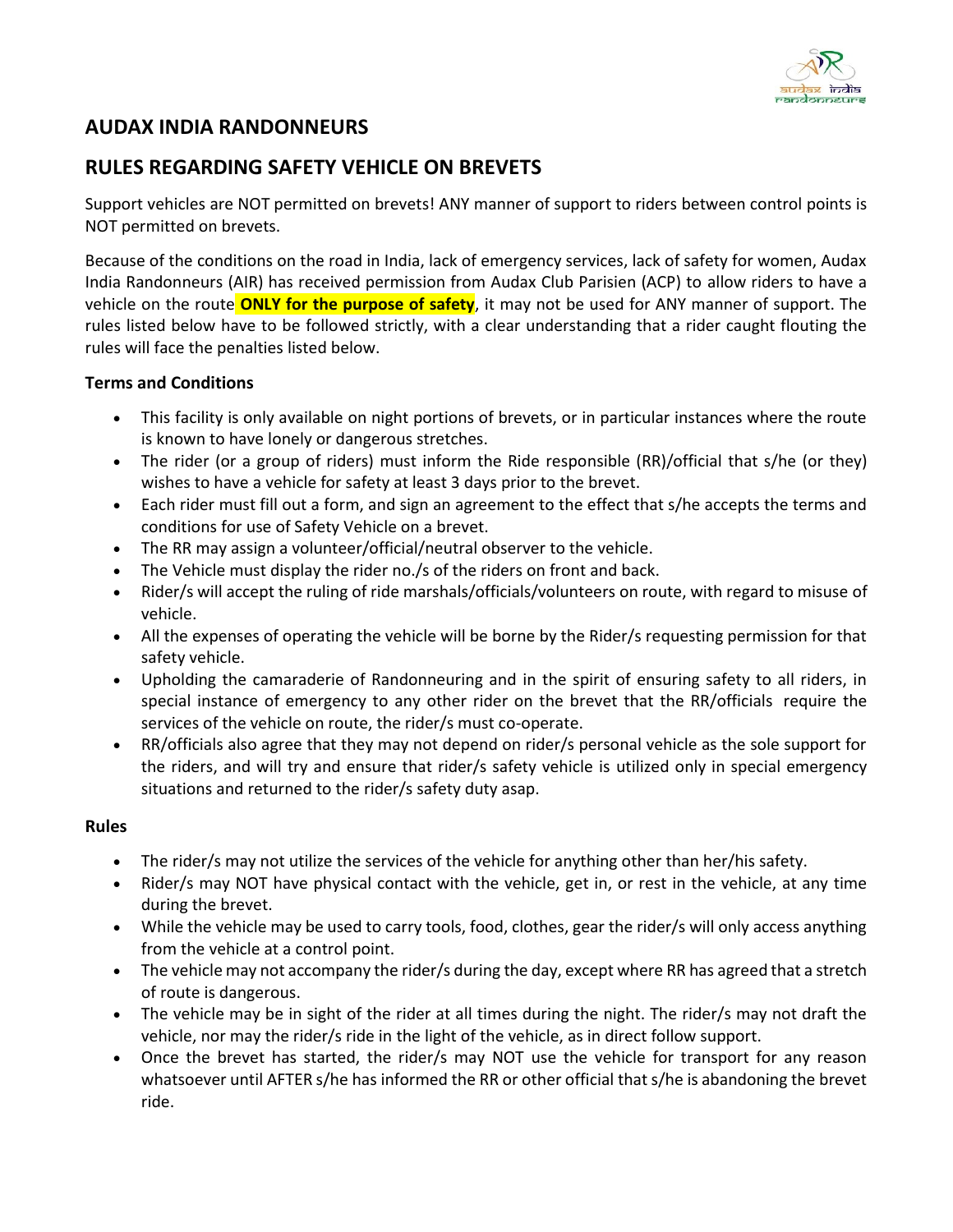## AUDAX INDIA RANDONNEURS

## RULES REGARDING SAFETY VEHICLE ON BREVETS

Support vehicles are NOT permitted on brevets! ANY manner of support to riders between control points is NOT permitted on brevets.

Because of the conditions on the road in India, lack of emergency services, lack of safety for women, Audax India Randonneurs (AIR) has received permission from Audax Club Parisien (ACP) to allow riders to have a vehicle on the route **ONLY for the purpose of safety**, it may not be used for ANY manner of support. The rules listed below have to be followed strictly, with a clear understanding that a rider caught flouting the rules will face the penalties listed below.

### Terms and Conditions

- This facility is only available on night portions of brevets, or in particular instances where the route is known to have lonely or dangerous stretches.
- The rider (or a group of riders) must inform the Ride responsible (RR)/official that s/he (or they) wishes to have a vehicle for safety at least 3 days prior to the brevet.
- Each rider must fill out a form, and sign an agreement to the effect that s/he accepts the terms and conditions for use of Safety Vehicle on a brevet.
- The RR may assign a volunteer/official/neutral observer to the vehicle.
- The Vehicle must display the rider no./s of the riders on front and back.
- Rider/s will accept the ruling of ride marshals/officials/volunteers on route, with regard to misuse of vehicle.
- All the expenses of operating the vehicle will be borne by the Rider/s requesting permission for that safety vehicle.
- Upholding the camaraderie of Randonneuring and in the spirit of ensuring safety to all riders, in special instance of emergency to any other rider on the brevet that the RR/officials require the services of the vehicle on route, the rider/s must co-operate.
- RR/officials also agree that they may not depend on rider/s personal vehicle as the sole support for the riders, and will try and ensure that rider/s safety vehicle is utilized only in special emergency situations and returned to the rider/s safety duty asap.

### Rules

- The rider/s may not utilize the services of the vehicle for anything other than her/his safety.
- Rider/s may NOT have physical contact with the vehicle, get in, or rest in the vehicle, at any time during the brevet.
- While the vehicle may be used to carry tools, food, clothes, gear the rider/s will only access anything from the vehicle at a control point.
- The vehicle may not accompany the rider/s during the day, except where RR has agreed that a stretch of route is dangerous.
- The vehicle may be in sight of the rider at all times during the night. The rider/s may not draft the vehicle, nor may the rider/s ride in the light of the vehicle, as in direct follow support.
- Once the brevet has started, the rider/s may NOT use the vehicle for transport for any reason whatsoever until AFTER s/he has informed the RR or other official that s/he is abandoning the brevet ride.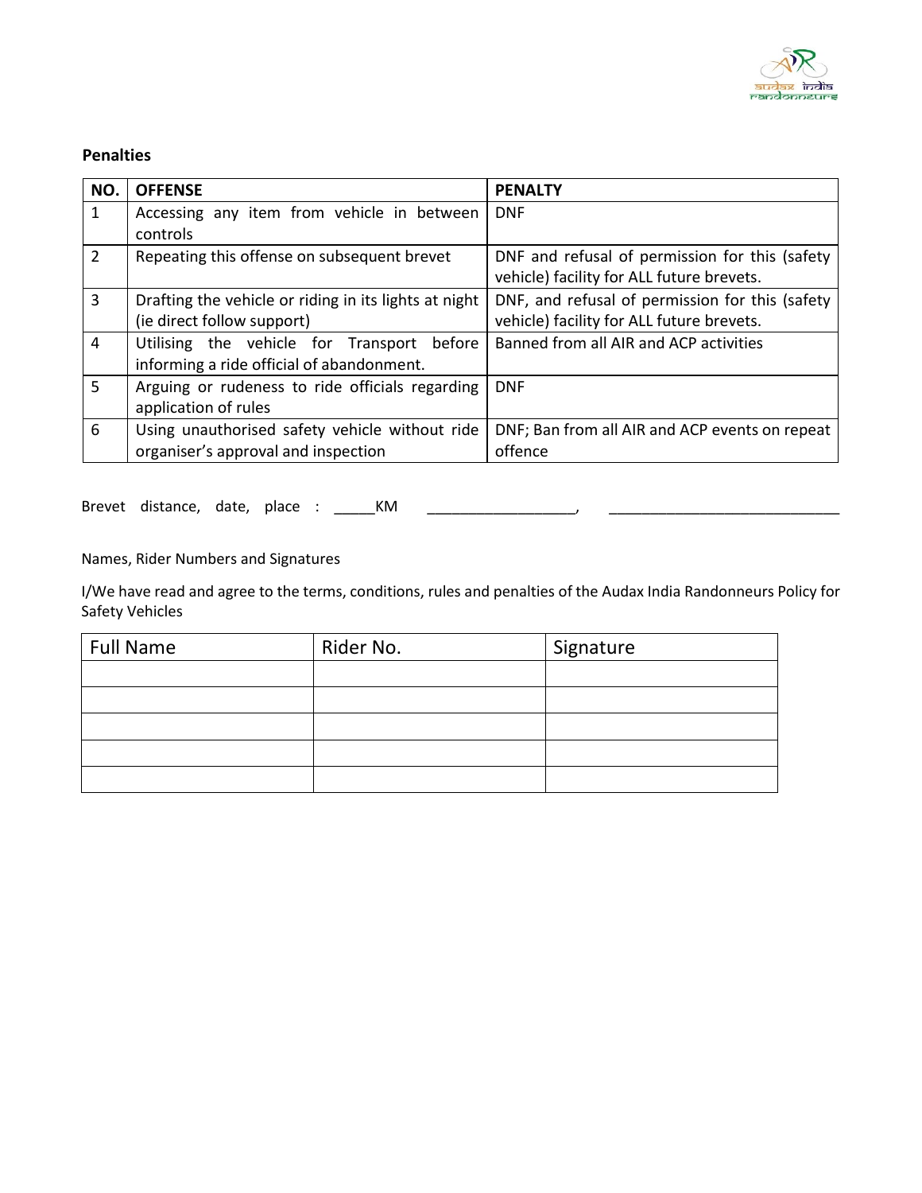**Penalties**

| NO. | OFFENSE | PENALTY |
|---|---|---|
| 1 | Accessing any item from vehicle in between controls | DNF |
| 2 | Repeating this offense on subsequent brevet | DNF and refusal of permission for this (safety vehicle) facility for ALL future brevets. |
| 3 | Drafting the vehicle or riding in its lights at night (ie direct follow support) | DNF, and refusal of permission for this (safety vehicle) facility for ALL future brevets. |
| 4 | Utilising the vehicle for Transport before informing a ride official of abandonment. | Banned from all AIR and ACP activities |
| 5 | Arguing or rudeness to ride officials regarding application of rules | DNF |
| 6 | Using unauthorised safety vehicle without ride organiser's approval and inspection | DNF; Ban from all AIR and ACP events on repeat offence |

Brevet distance, date, place : _____KM ___________________, _____________________________

Names, Rider Numbers and Signatures

I/We have read and agree to the terms, conditions, rules and penalties of the Audax India Randonneurs Policy for Safety Vehicles

| Full Name | Rider No. | Signature |
|---|---|---|
| | | |
| | | |
| | | |
| | | |
| | | |